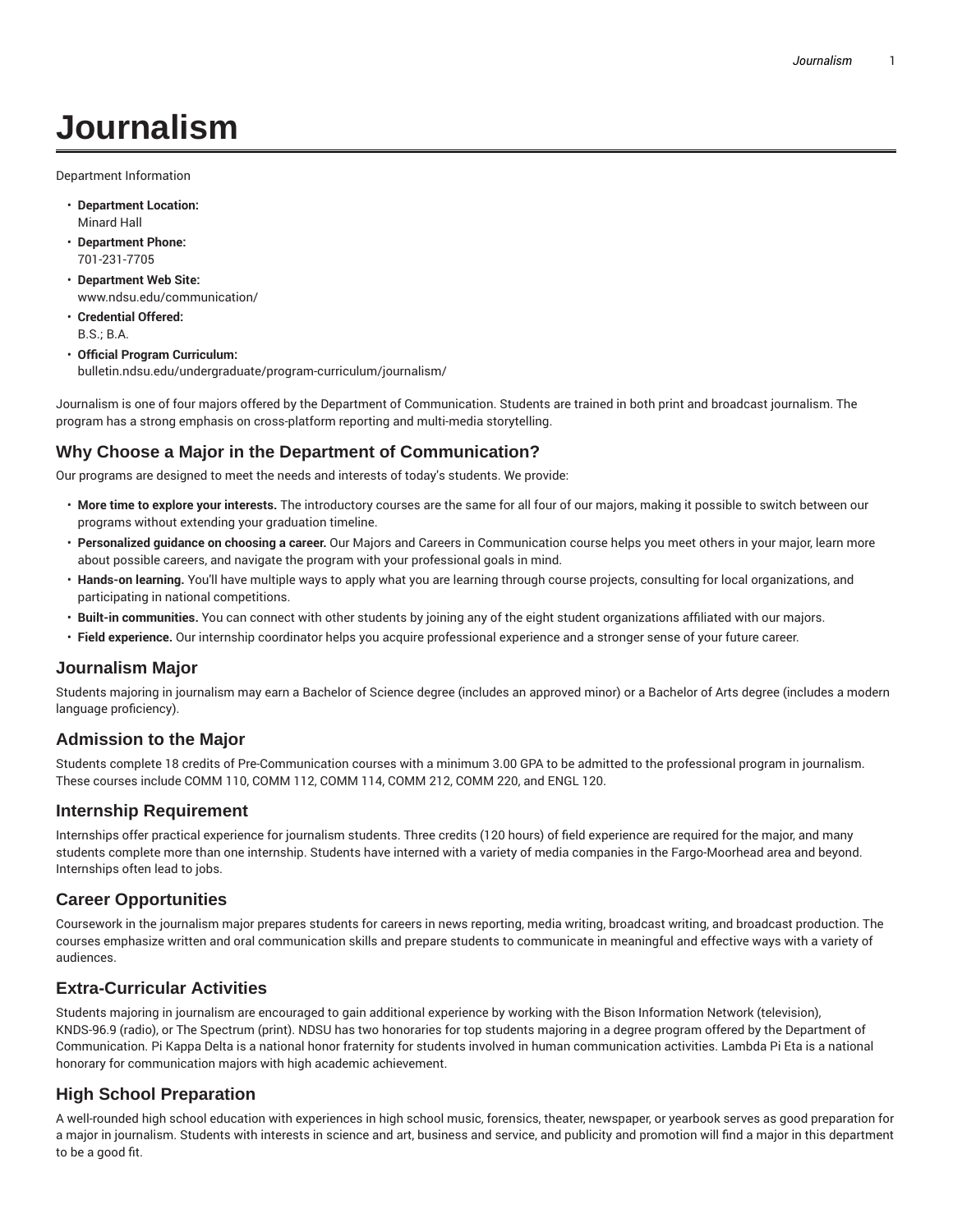# Journalism

Department Information

- **Department Location:**
  Minard Hall
- **Department Phone:**
  701-231-7705
- **Department Web Site:**
  www.ndsu.edu/communication/
- **Credential Offered:**
  B.S.; B.A.
- **Official Program Curriculum:**
  bulletin.ndsu.edu/undergraduate/program-curriculum/journalism/

Journalism is one of four majors offered by the Department of Communication. Students are trained in both print and broadcast journalism. The program has a strong emphasis on cross-platform reporting and multi-media storytelling.

## Why Choose a Major in the Department of Communication?

Our programs are designed to meet the needs and interests of today's students. We provide:

- **More time to explore your interests.** The introductory courses are the same for all four of our majors, making it possible to switch between our programs without extending your graduation timeline.
- **Personalized guidance on choosing a career.** Our Majors and Careers in Communication course helps you meet others in your major, learn more about possible careers, and navigate the program with your professional goals in mind.
- **Hands-on learning.** You'll have multiple ways to apply what you are learning through course projects, consulting for local organizations, and participating in national competitions.
- **Built-in communities.** You can connect with other students by joining any of the eight student organizations affiliated with our majors.
- **Field experience.** Our internship coordinator helps you acquire professional experience and a stronger sense of your future career.

## Journalism Major

Students majoring in journalism may earn a Bachelor of Science degree (includes an approved minor) or a Bachelor of Arts degree (includes a modern language proficiency).

## Admission to the Major

Students complete 18 credits of Pre-Communication courses with a minimum 3.00 GPA to be admitted to the professional program in journalism. These courses include COMM 110, COMM 112, COMM 114, COMM 212, COMM 220, and ENGL 120.

## Internship Requirement

Internships offer practical experience for journalism students. Three credits (120 hours) of field experience are required for the major, and many students complete more than one internship. Students have interned with a variety of media companies in the Fargo-Moorhead area and beyond. Internships often lead to jobs.

## Career Opportunities

Coursework in the journalism major prepares students for careers in news reporting, media writing, broadcast writing, and broadcast production. The courses emphasize written and oral communication skills and prepare students to communicate in meaningful and effective ways with a variety of audiences.

## Extra-Curricular Activities

Students majoring in journalism are encouraged to gain additional experience by working with the Bison Information Network (television), KNDS-96.9 (radio), or The Spectrum (print). NDSU has two honoraries for top students majoring in a degree program offered by the Department of Communication. Pi Kappa Delta is a national honor fraternity for students involved in human communication activities. Lambda Pi Eta is a national honorary for communication majors with high academic achievement.

## High School Preparation

A well-rounded high school education with experiences in high school music, forensics, theater, newspaper, or yearbook serves as good preparation for a major in journalism. Students with interests in science and art, business and service, and publicity and promotion will find a major in this department to be a good fit.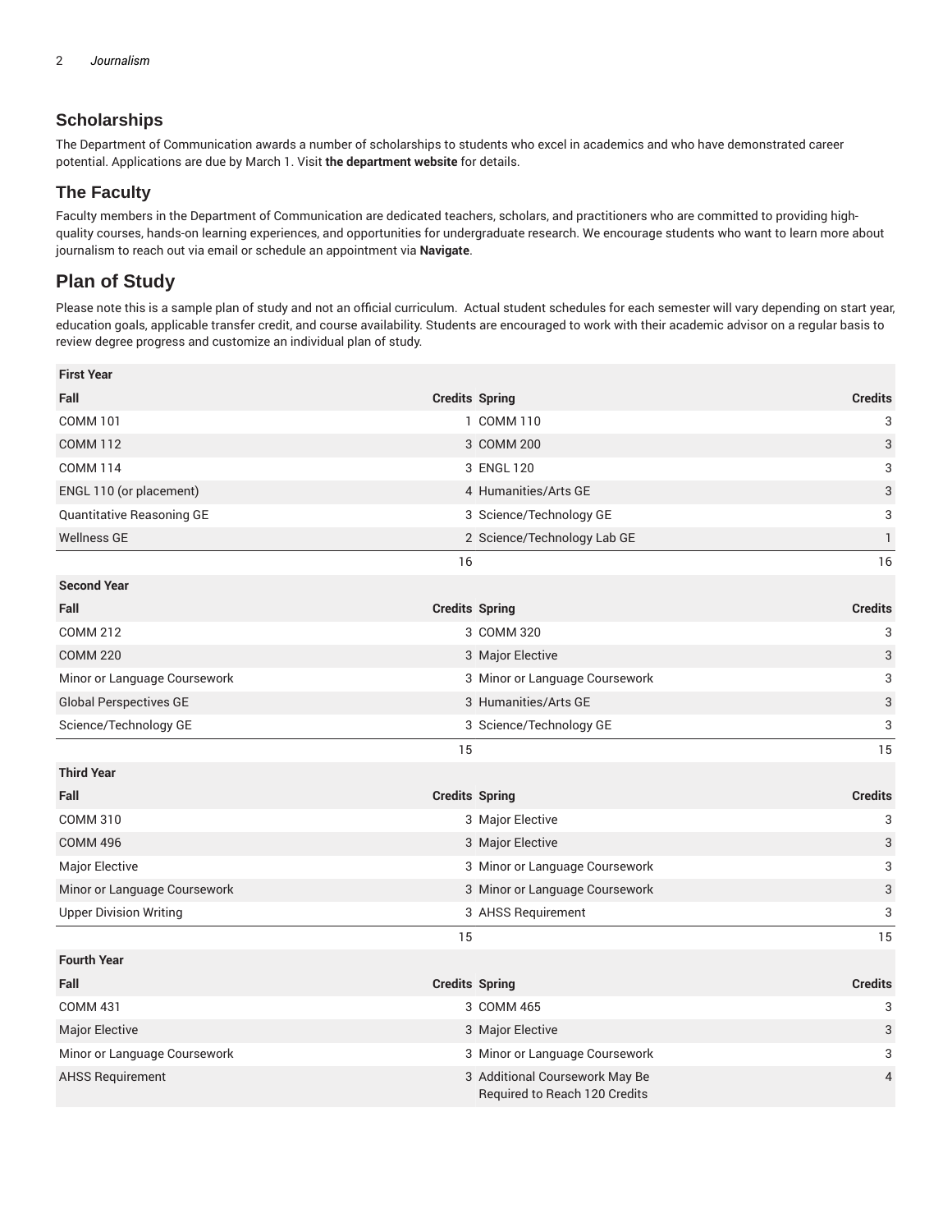## Scholarships

The Department of Communication awards a number of scholarships to students who excel in academics and who have demonstrated career potential. Applications are due by March 1. Visit **the department website** for details.

## The Faculty

Faculty members in the Department of Communication are dedicated teachers, scholars, and practitioners who are committed to providing high-quality courses, hands-on learning experiences, and opportunities for undergraduate research. We encourage students who want to learn more about journalism to reach out via email or schedule an appointment via **Navigate**.

# Plan of Study

Please note this is a sample plan of study and not an official curriculum. Actual student schedules for each semester will vary depending on start year, education goals, applicable transfer credit, and course availability. Students are encouraged to work with their academic advisor on a regular basis to review degree progress and customize an individual plan of study.

| First Year | | | |
|---|---|---|---|
| **Fall** | **Credits** | **Spring** | **Credits** |
| COMM 101 | 1 | COMM 110 | 3 |
| COMM 112 | 3 | COMM 200 | 3 |
| COMM 114 | 3 | ENGL 120 | 3 |
| ENGL 110 (or placement) | 4 | Humanities/Arts GE | 3 |
| Quantitative Reasoning GE | 3 | Science/Technology GE | 3 |
| Wellness GE | 2 | Science/Technology Lab GE | 1 |
| | 16 | | 16 |
| **Second Year** | | | |
| **Fall** | **Credits** | **Spring** | **Credits** |
| COMM 212 | 3 | COMM 320 | 3 |
| COMM 220 | 3 | Major Elective | 3 |
| Minor or Language Coursework | 3 | Minor or Language Coursework | 3 |
| Global Perspectives GE | 3 | Humanities/Arts GE | 3 |
| Science/Technology GE | 3 | Science/Technology GE | 3 |
| | 15 | | 15 |
| **Third Year** | | | |
| **Fall** | **Credits** | **Spring** | **Credits** |
| COMM 310 | 3 | Major Elective | 3 |
| COMM 496 | 3 | Major Elective | 3 |
| Major Elective | 3 | Minor or Language Coursework | 3 |
| Minor or Language Coursework | 3 | Minor or Language Coursework | 3 |
| Upper Division Writing | 3 | AHSS Requirement | 3 |
| | 15 | | 15 |
| **Fourth Year** | | | |
| **Fall** | **Credits** | **Spring** | **Credits** |
| COMM 431 | 3 | COMM 465 | 3 |
| Major Elective | 3 | Major Elective | 3 |
| Minor or Language Coursework | 3 | Minor or Language Coursework | 3 |
| AHSS Requirement | 3 | Additional Coursework May Be Required to Reach 120 Credits | 4 |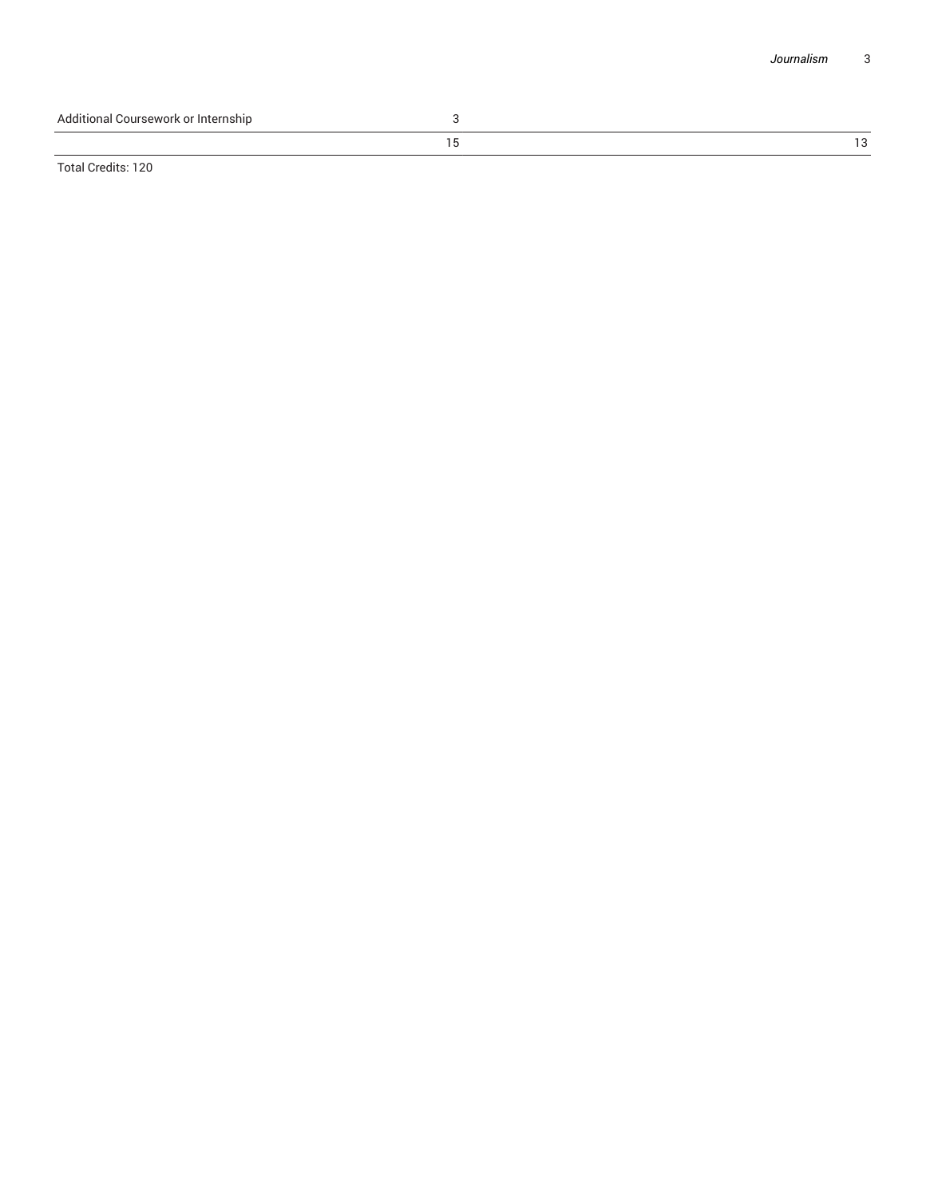| | | |
|---|---|---|
| Additional Coursework or Internship | 3 | |
| | 15 | 13 |

Total Credits: 120